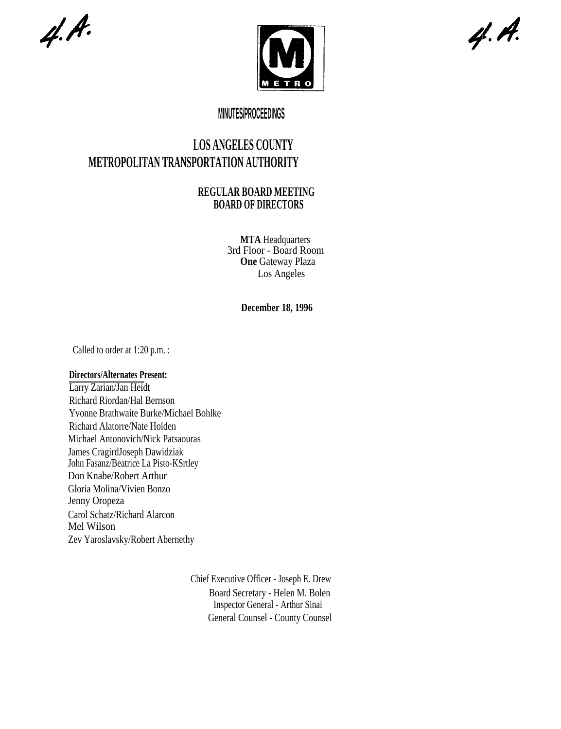4.A.

4.A.

METRO

MINUTES/PROCEEDINGS

# LOS ANGELES COUNTY METROPOLITAN TRANSPORTATION AUTHORITY

## REGULAR BOARD MEETING BOARD OF DIRECTORS

**MTA** Headquarters
3rd Floor - Board Room
**One** Gateway Plaza
Los Angeles

**December 18, 1996**

Called to order at 1:20 p.m. :

**Directors/Alternates Present:**

Larry Zarian/Jan Heidt
Richard Riordan/Hal Bernson
Yvonne Brathwaite Burke/Michael Bohlke
Richard Alatorre/Nate Holden
Michael Antonovich/Nick Patsaouras
James CragirdJoseph Dawidziak
John Fasanz/Beatrice La Pisto-KSrtley
Don Knabe/Robert Arthur
Gloria Molina/Vivien Bonzo
Jenny Oropeza
Carol Schatz/Richard Alarcon
Mel Wilson
Zev Yaroslavsky/Robert Abernethy

Chief Executive Officer - Joseph E. Drew
Board Secretary - Helen M. Bolen
Inspector General - Arthur Sinai
General Counsel - County Counsel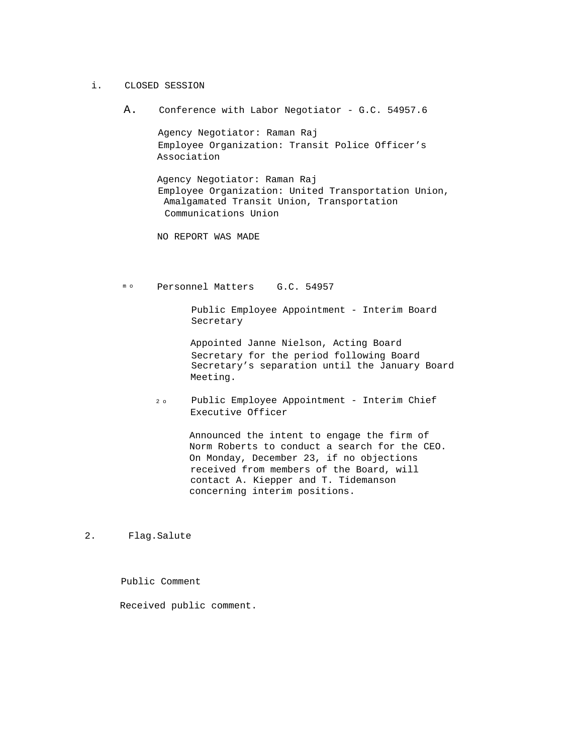i. CLOSED SESSION

A. Conference with Labor Negotiator - G.C. 54957.6

Agency Negotiator: Raman Raj
Employee Organization: Transit Police Officer's Association

Agency Negotiator: Raman Raj
Employee Organization: United Transportation Union, Amalgamated Transit Union, Transportation Communications Union

NO REPORT WAS MADE

m o Personnel Matters G.C. 54957

Public Employee Appointment - Interim Board Secretary

Appointed Janne Nielson, Acting Board Secretary for the period following Board Secretary's separation until the January Board Meeting.

2 o Public Employee Appointment - Interim Chief Executive Officer

Announced the intent to engage the firm of Norm Roberts to conduct a search for the CEO. On Monday, December 23, if no objections received from members of the Board, will contact A. Kiepper and T. Tidemanson concerning interim positions.

2. Flag.Salute

Public Comment

Received public comment.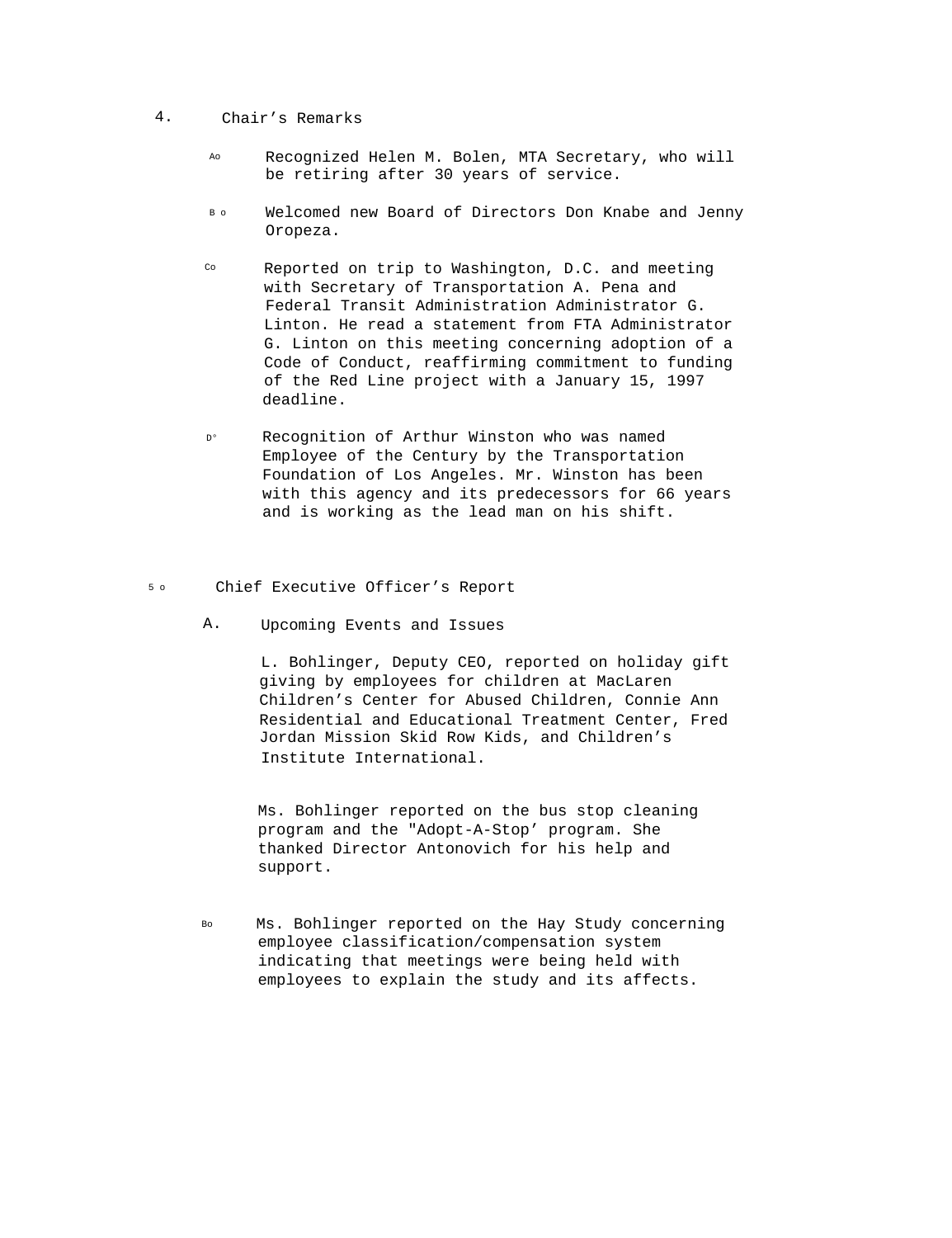4. Chair’s Remarks

   A. Recognized Helen M. Bolen, MTA Secretary, who will be retiring after 30 years of service.

   B. Welcomed new Board of Directors Don Knabe and Jenny Oropeza.

   C. Reported on trip to Washington, D.C. and meeting with Secretary of Transportation A. Pena and Federal Transit Administration Administrator G. Linton. He read a statement from FTA Administrator G. Linton on this meeting concerning adoption of a Code of Conduct, reaffirming commitment to funding of the Red Line project with a January 15, 1997 deadline.

   D. Recognition of Arthur Winston who was named Employee of the Century by the Transportation Foundation of Los Angeles. Mr. Winston has been with this agency and its predecessors for 66 years and is working as the lead man on his shift.

5. Chief Executive Officer’s Report

   A. Upcoming Events and Issues

      L. Bohlinger, Deputy CEO, reported on holiday gift giving by employees for children at MacLaren Children’s Center for Abused Children, Connie Ann Residential and Educational Treatment Center, Fred Jordan Mission Skid Row Kids, and Children’s Institute International.

      Ms. Bohlinger reported on the bus stop cleaning program and the "Adopt-A-Stop’ program. She thanked Director Antonovich for his help and support.

   B. Ms. Bohlinger reported on the Hay Study concerning employee classification/compensation system indicating that meetings were being held with employees to explain the study and its affects.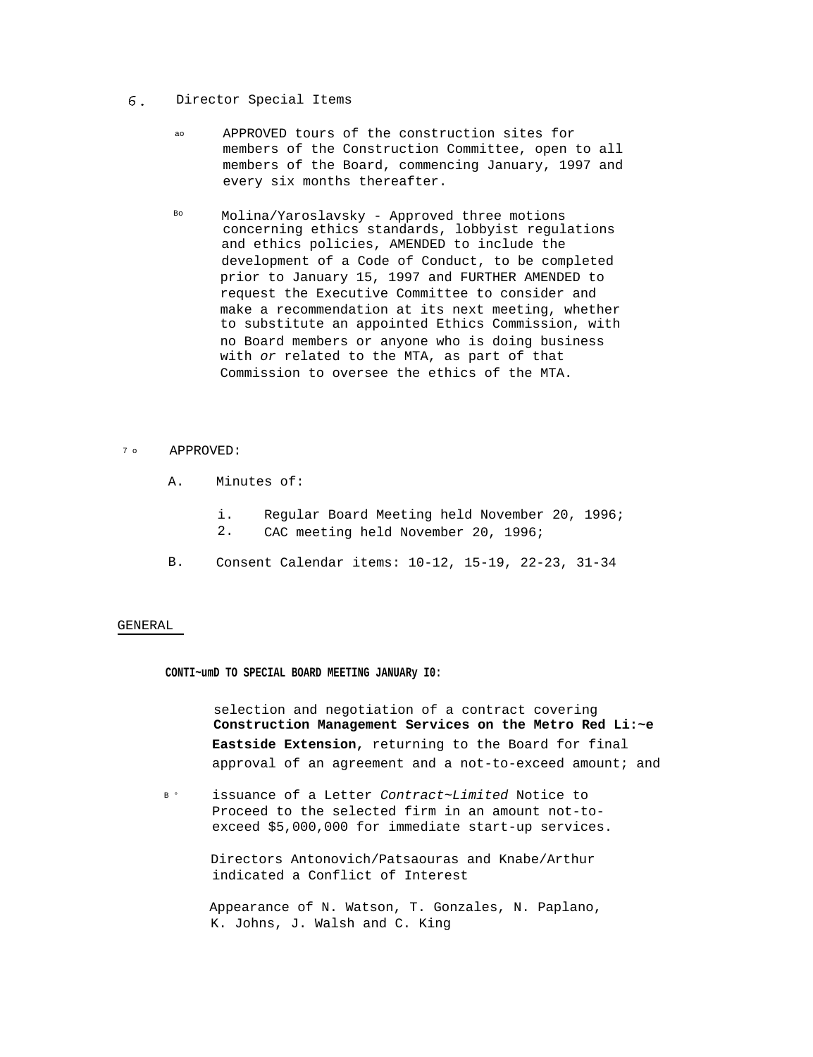6. Director Special Items

   ao APPROVED tours of the construction sites for members of the Construction Committee, open to all members of the Board, commencing January, 1997 and every six months thereafter.

   Bo Molina/Yaroslavsky - Approved three motions concerning ethics standards, lobbyist regulations and ethics policies, AMENDED to include the development of a Code of Conduct, to be completed prior to January 15, 1997 and FURTHER AMENDED to request the Executive Committee to consider and make a recommendation at its next meeting, whether to substitute an appointed Ethics Commission, with no Board members or anyone who is doing business with *or* related to the MTA, as part of that Commission to oversee the ethics of the MTA.

7 o APPROVED:

   A. Minutes of:

      i. Regular Board Meeting held November 20, 1996;
      2. CAC meeting held November 20, 1996;

   B. Consent Calendar items: 10-12, 15-19, 22-23, 31-34

GENERAL

**CONTI~umD TO SPECIAL BOARD MEETING JANUARy I0:**

selection and negotiation of a contract covering **Construction Management Services on the Metro Red Li:~e Eastside Extension**, returning to the Board for final approval of an agreement and a not-to-exceed amount; and

B ° issuance of a Letter *Contract~Limited* Notice to Proceed to the selected firm in an amount not-to-exceed $5,000,000 for immediate start-up services.

Directors Antonovich/Patsaouras and Knabe/Arthur indicated a Conflict of Interest

Appearance of N. Watson, T. Gonzales, N. Paplano, K. Johns, J. Walsh and C. King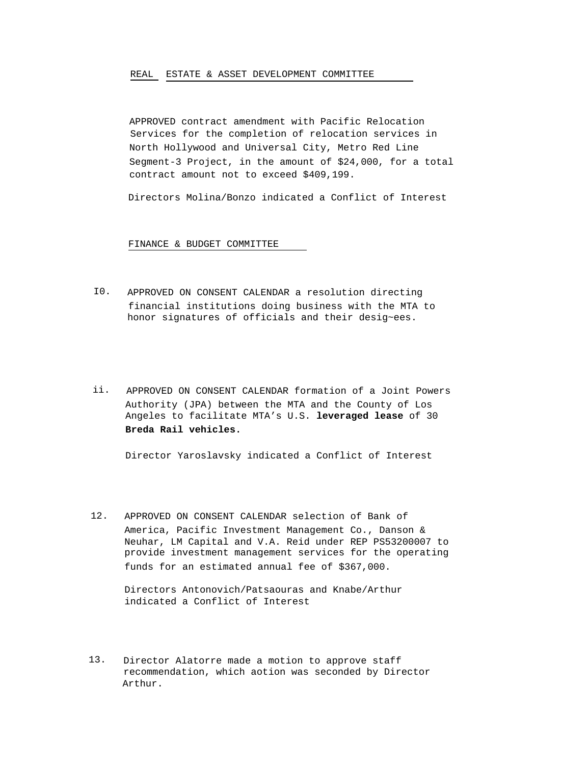REAL ESTATE & ASSET DEVELOPMENT COMMITTEE

APPROVED contract amendment with Pacific Relocation Services for the completion of relocation services in North Hollywood and Universal City, Metro Red Line Segment-3 Project, in the amount of $24,000, for a total contract amount not to exceed $409,199.

Directors Molina/Bonzo indicated a Conflict of Interest

FINANCE & BUDGET COMMITTEE

I0. APPROVED ON CONSENT CALENDAR a resolution directing financial institutions doing business with the MTA to honor signatures of officials and their desig~ees.

ii. APPROVED ON CONSENT CALENDAR formation of a Joint Powers Authority (JPA) between the MTA and the County of Los Angeles to facilitate MTA's U.S. **leveraged lease** of 30 **Breda Rail vehicles.**

Director Yaroslavsky indicated a Conflict of Interest

12. APPROVED ON CONSENT CALENDAR selection of Bank of America, Pacific Investment Management Co., Danson & Neuhar, LM Capital and V.A. Reid under REP PS53200007 to provide investment management services for the operating funds for an estimated annual fee of $367,000.

Directors Antonovich/Patsaouras and Knabe/Arthur indicated a Conflict of Interest

13. Director Alatorre made a motion to approve staff recommendation, which aotion was seconded by Director Arthur.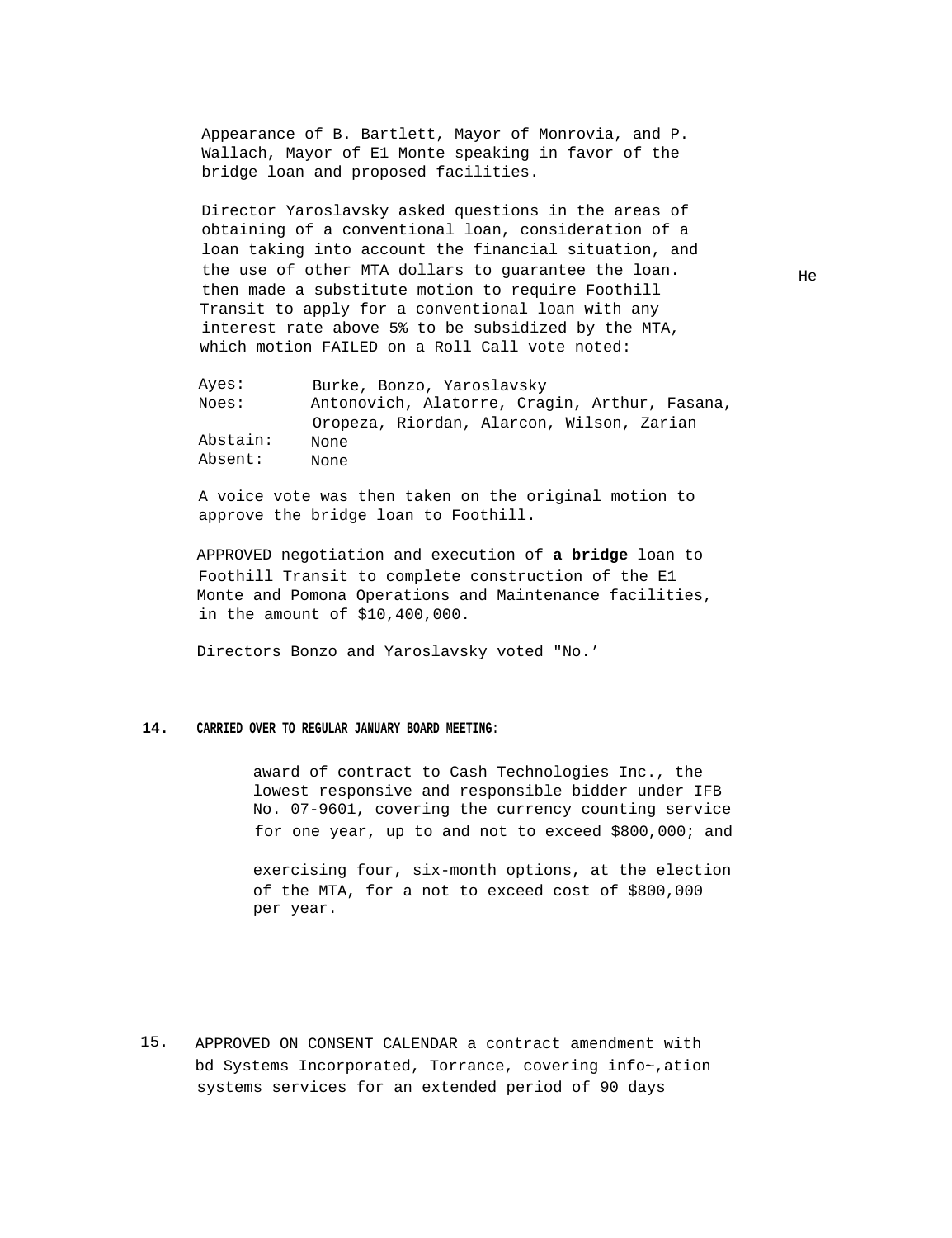Appearance of B. Bartlett, Mayor of Monrovia, and P. Wallach, Mayor of E1 Monte speaking in favor of the bridge loan and proposed facilities.

Director Yaroslavsky asked questions in the areas of obtaining of a conventional loan, consideration of a loan taking into account the financial situation, and the use of other MTA dollars to guarantee the loan. He then made a substitute motion to require Foothill Transit to apply for a conventional loan with any interest rate above 5% to be subsidized by the MTA, which motion FAILED on a Roll Call vote noted:

| | |
|---|---|
| Ayes: | Burke, Bonzo, Yaroslavsky |
| Noes: | Antonovich, Alatorre, Cragin, Arthur, Fasana, Oropeza, Riordan, Alarcon, Wilson, Zarian |
| Abstain: | None |
| Absent: | None |

A voice vote was then taken on the original motion to approve the bridge loan to Foothill.

APPROVED negotiation and execution of **a bridge** loan to Foothill Transit to complete construction of the E1 Monte and Pomona Operations and Maintenance facilities, in the amount of $10,400,000.

Directors Bonzo and Yaroslavsky voted "No.'

**14. CARRIED OVER TO REGULAR JANUARY BOARD MEETING:**

award of contract to Cash Technologies Inc., the lowest responsive and responsible bidder under IFB No. 07-9601, covering the currency counting service for one year, up to and not to exceed $800,000; and

exercising four, six-month options, at the election of the MTA, for a not to exceed cost of $800,000 per year.

15. APPROVED ON CONSENT CALENDAR a contract amendment with bd Systems Incorporated, Torrance, covering info~,ation systems services for an extended period of 90 days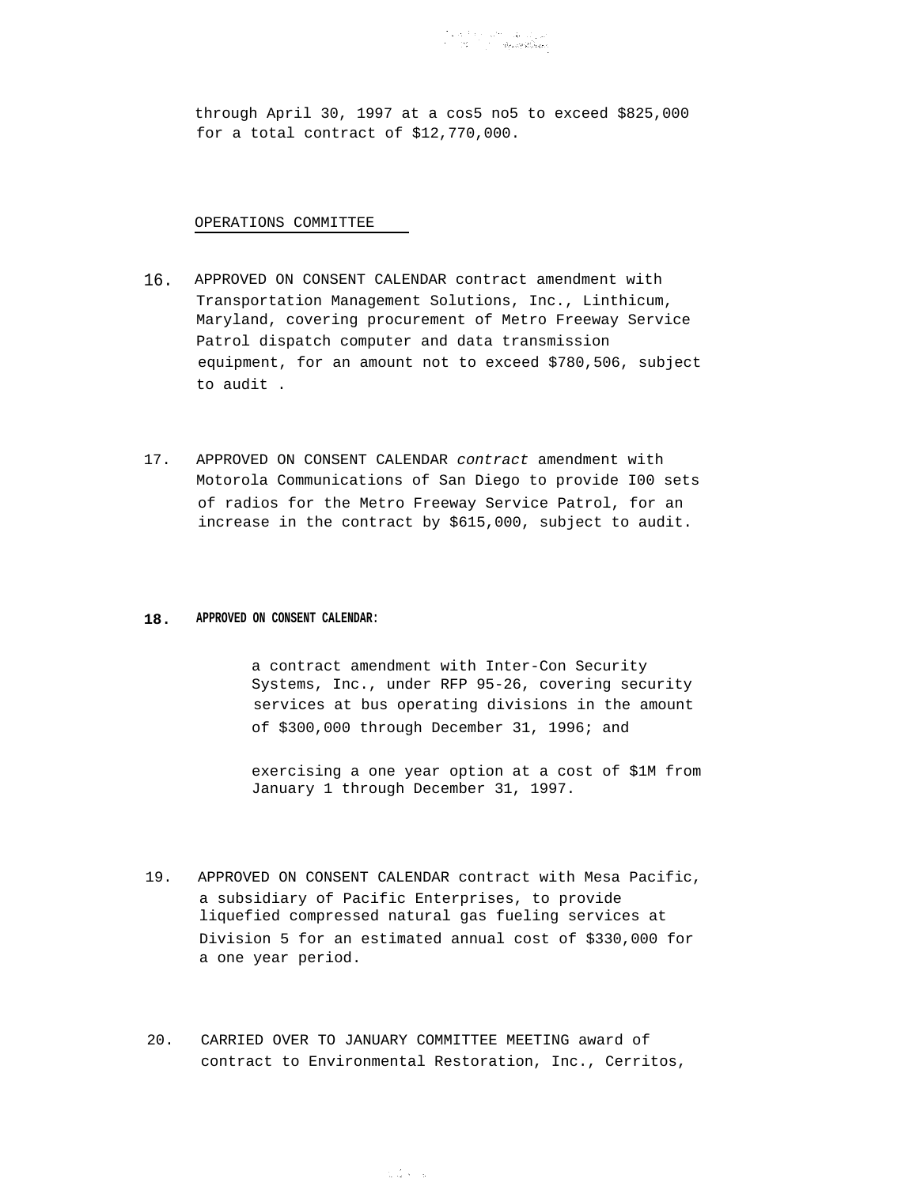through April 30, 1997 at a cos5 no5 to exceed $825,000 for a total contract of $12,770,000.

OPERATIONS COMMITTEE

16. APPROVED ON CONSENT CALENDAR contract amendment with Transportation Management Solutions, Inc., Linthicum, Maryland, covering procurement of Metro Freeway Service Patrol dispatch computer and data transmission equipment, for an amount not to exceed $780,506, subject to audit .

17. APPROVED ON CONSENT CALENDAR *contract* amendment with Motorola Communications of San Diego to provide I00 sets of radios for the Metro Freeway Service Patrol, for an increase in the contract by $615,000, subject to audit.

18. **APPROVED ON CONSENT CALENDAR:**

    a contract amendment with Inter-Con Security Systems, Inc., under RFP 95-26, covering security services at bus operating divisions in the amount of $300,000 through December 31, 1996; and

    exercising a one year option at a cost of $1M from January 1 through December 31, 1997.

19. APPROVED ON CONSENT CALENDAR contract with Mesa Pacific, a subsidiary of Pacific Enterprises, to provide liquefied compressed natural gas fueling services at Division 5 for an estimated annual cost of $330,000 for a one year period.

20. CARRIED OVER TO JANUARY COMMITTEE MEETING award of contract to Environmental Restoration, Inc., Cerritos,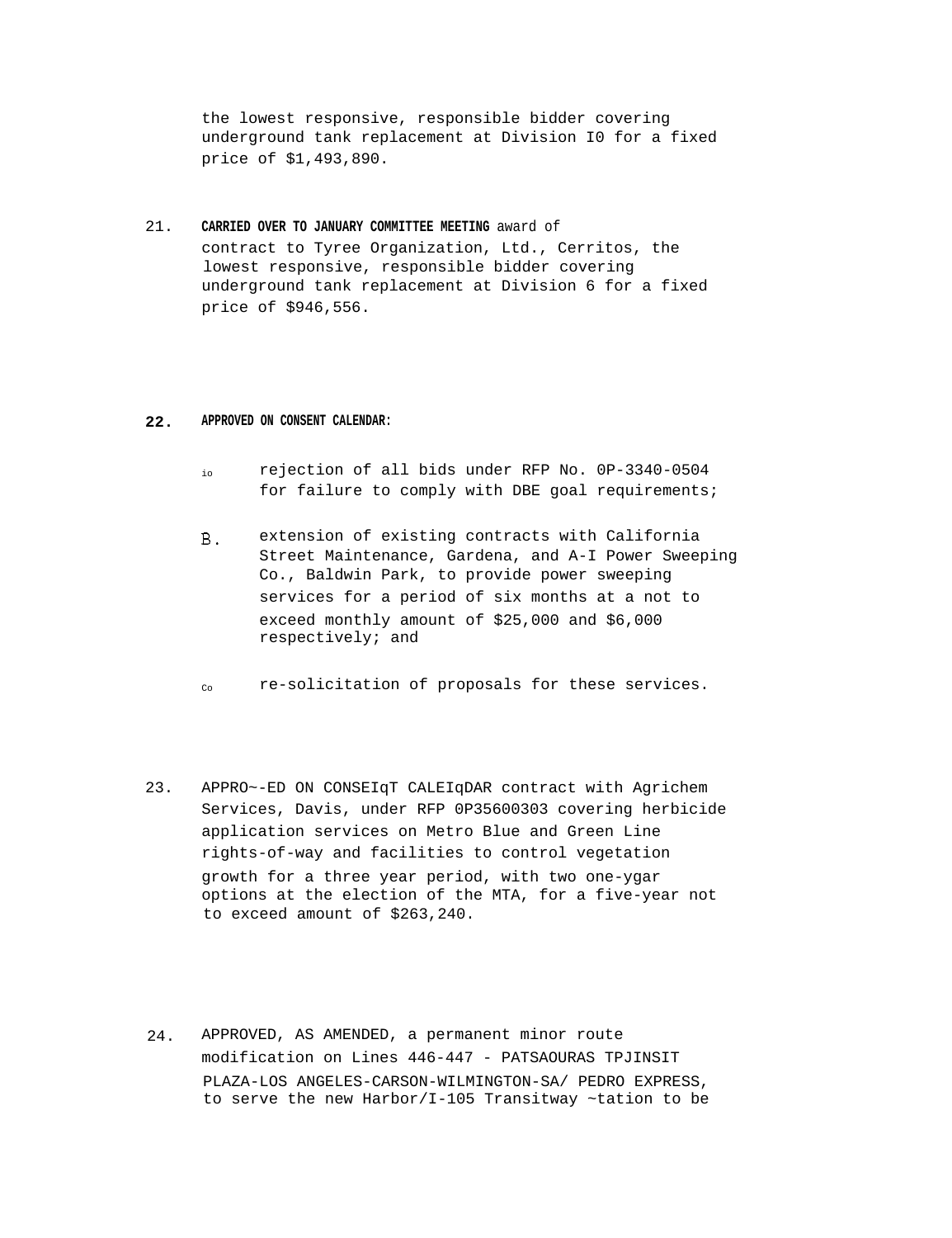the lowest responsive, responsible bidder covering underground tank replacement at Division I0 for a fixed price of $1,493,890.

21. **CARRIED OVER TO JANUARY COMMITTEE MEETING** award of contract to Tyree Organization, Ltd., Cerritos, the lowest responsive, responsible bidder covering underground tank replacement at Division 6 for a fixed price of $946,556.

22. **APPROVED ON CONSENT CALENDAR:**

io rejection of all bids under RFP No. 0P-3340-0504 for failure to comply with DBE goal requirements;

B. extension of existing contracts with California Street Maintenance, Gardena, and A-I Power Sweeping Co., Baldwin Park, to provide power sweeping services for a period of six months at a not to exceed monthly amount of $25,000 and $6,000 respectively; and

Co re-solicitation of proposals for these services.

23. APPRO~-ED ON CONSEIqT CALEIqDAR contract with Agrichem Services, Davis, under RFP 0P35600303 covering herbicide application services on Metro Blue and Green Line rights-of-way and facilities to control vegetation growth for a three year period, with two one-ygar options at the election of the MTA, for a five-year not to exceed amount of $263,240.

24. APPROVED, AS AMENDED, a permanent minor route modification on Lines 446-447 - PATSAOURAS TPJINSIT PLAZA-LOS ANGELES-CARSON-WILMINGTON-SA/ PEDRO EXPRESS, to serve the new Harbor/I-105 Transitway ~tation to be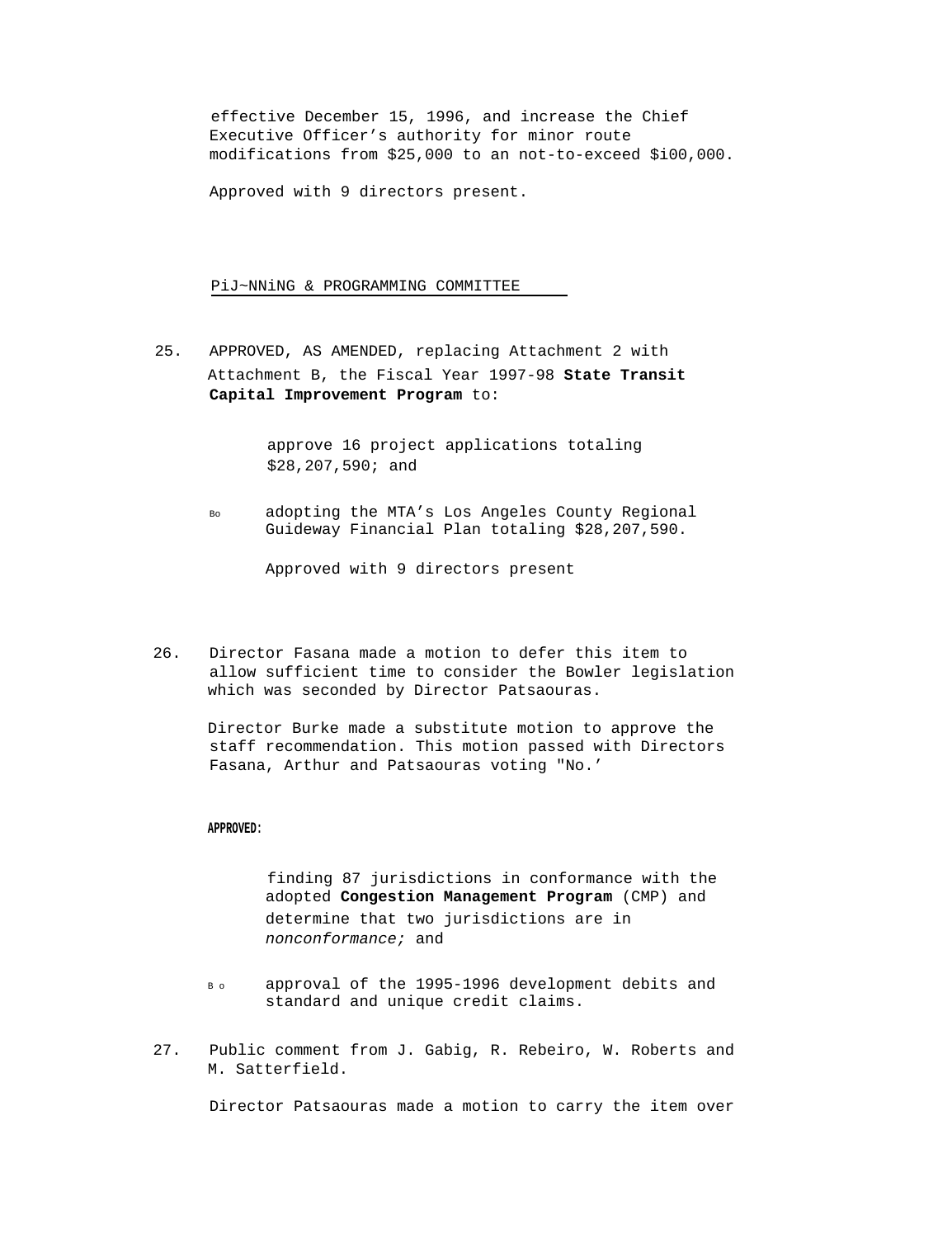effective December 15, 1996, and increase the Chief Executive Officer's authority for minor route modifications from $25,000 to an not-to-exceed $i00,000.

Approved with 9 directors present.

PiJ~NNiNG & PROGRAMMING COMMITTEE

25. APPROVED, AS AMENDED, replacing Attachment 2 with Attachment B, the Fiscal Year 1997-98 **State Transit Capital Improvement Program** to:

    approve 16 project applications totaling $28,207,590; and

    Bo adopting the MTA's Los Angeles County Regional Guideway Financial Plan totaling $28,207,590.

    Approved with 9 directors present

26. Director Fasana made a motion to defer this item to allow sufficient time to consider the Bowler legislation which was seconded by Director Patsaouras.

    Director Burke made a substitute motion to approve the staff recommendation. This motion passed with Directors Fasana, Arthur and Patsaouras voting "No.'

    **APPROVED:**

    finding 87 jurisdictions in conformance with the adopted **Congestion Management Program** (CMP) and determine that two jurisdictions are in *nonconformance;* and

    B o approval of the 1995-1996 development debits and standard and unique credit claims.

27. Public comment from J. Gabig, R. Rebeiro, W. Roberts and M. Satterfield.

    Director Patsaouras made a motion to carry the item over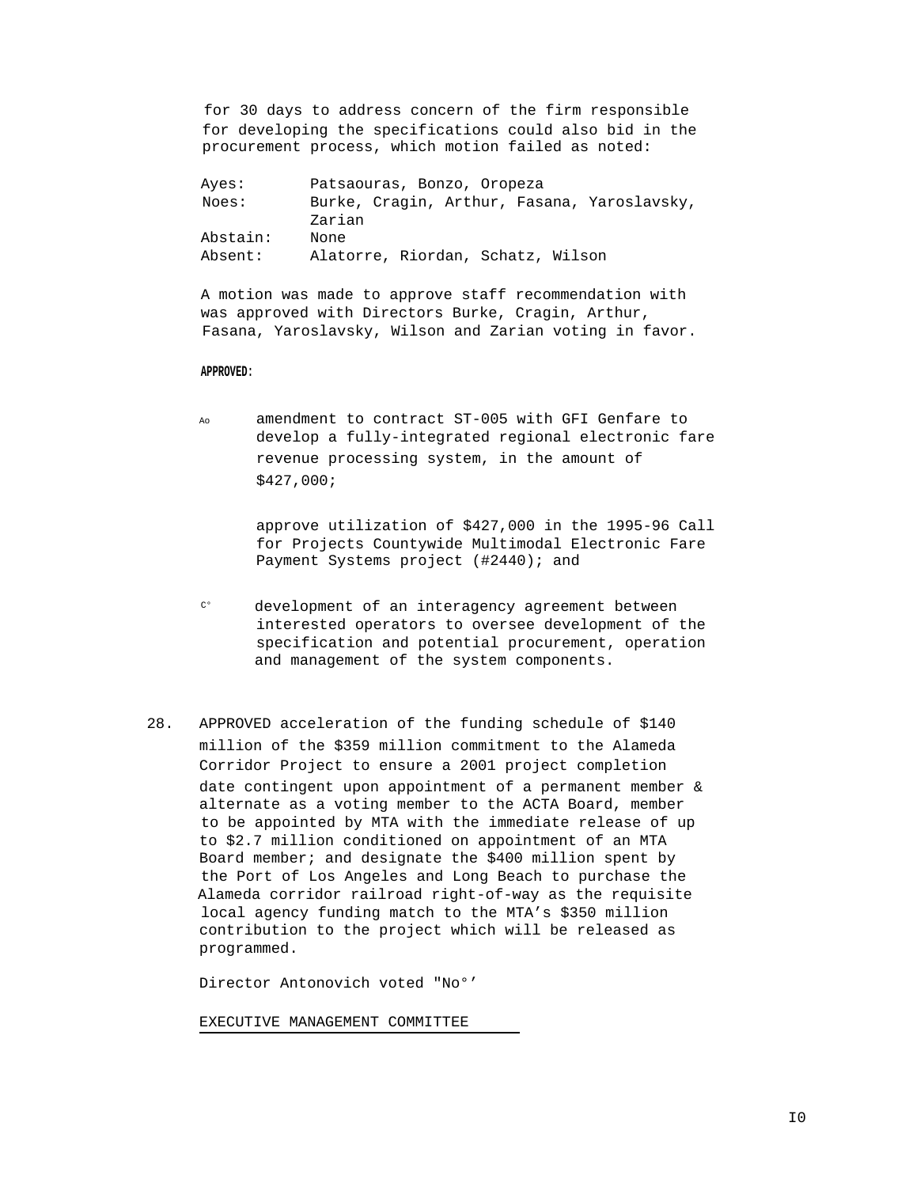for 30 days to address concern of the firm responsible for developing the specifications could also bid in the procurement process, which motion failed as noted:

| | |
|---|---|
| Ayes: | Patsaouras, Bonzo, Oropeza |
| Noes: | Burke, Cragin, Arthur, Fasana, Yaroslavsky, Zarian |
| Abstain: | None |
| Absent: | Alatorre, Riordan, Schatz, Wilson |

A motion was made to approve staff recommendation with was approved with Directors Burke, Cragin, Arthur, Fasana, Yaroslavsky, Wilson and Zarian voting in favor.

**APPROVED:**

Ao amendment to contract ST-005 with GFI Genfare to develop a fully-integrated regional electronic fare revenue processing system, in the amount of $427,000;

approve utilization of $427,000 in the 1995-96 Call for Projects Countywide Multimodal Electronic Fare Payment Systems project (#2440); and

C° development of an interagency agreement between interested operators to oversee development of the specification and potential procurement, operation and management of the system components.

28. APPROVED acceleration of the funding schedule of $140 million of the $359 million commitment to the Alameda Corridor Project to ensure a 2001 project completion date contingent upon appointment of a permanent member & alternate as a voting member to the ACTA Board, member to be appointed by MTA with the immediate release of up to $2.7 million conditioned on appointment of an MTA Board member; and designate the $400 million spent by the Port of Los Angeles and Long Beach to purchase the Alameda corridor railroad right-of-way as the requisite local agency funding match to the MTA's $350 million contribution to the project which will be released as programmed.

Director Antonovich voted "No°'

EXECUTIVE MANAGEMENT COMMITTEE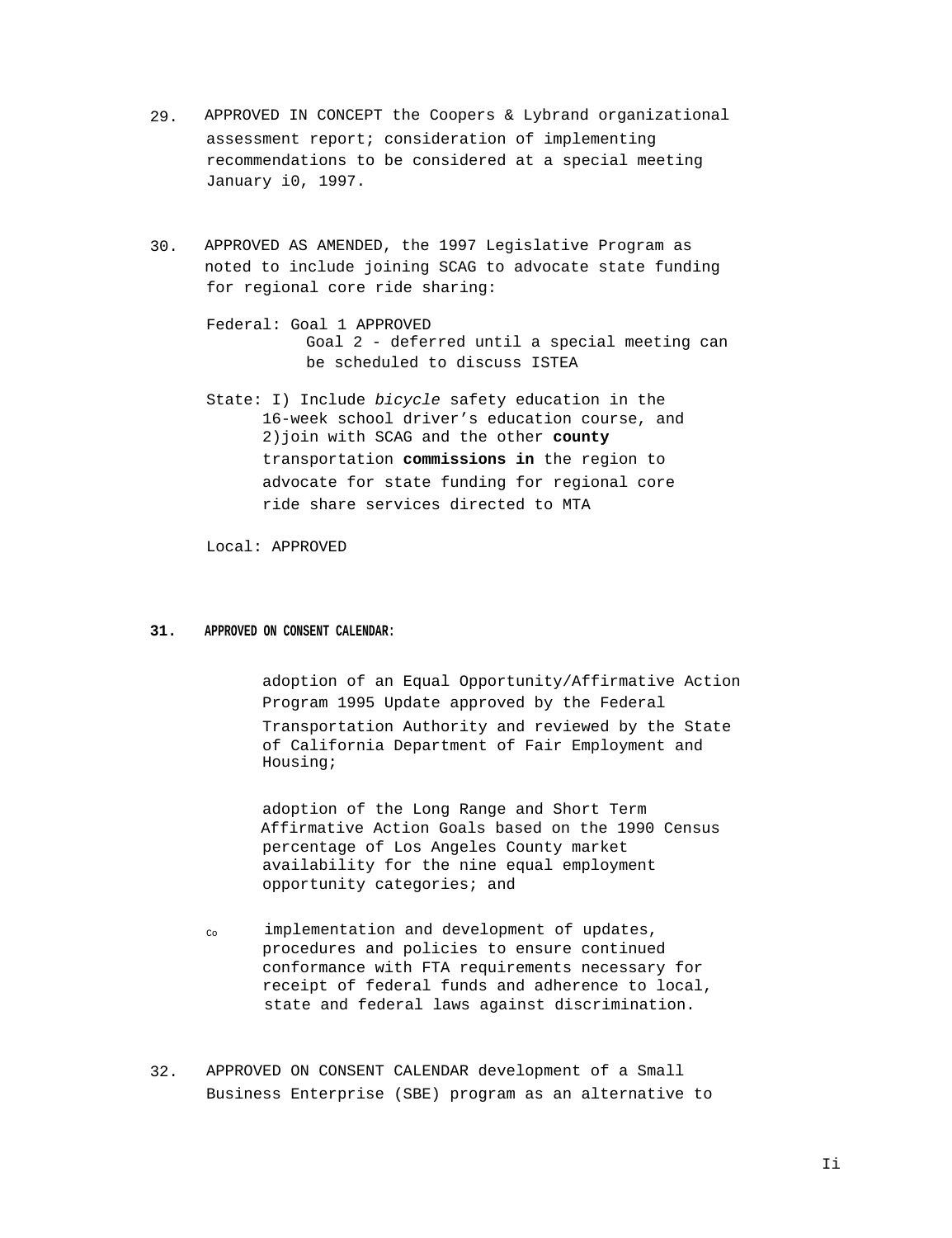29. APPROVED IN CONCEPT the Coopers & Lybrand organizational assessment report; consideration of implementing recommendations to be considered at a special meeting January i0, 1997.

30. APPROVED AS AMENDED, the 1997 Legislative Program as noted to include joining SCAG to advocate state funding for regional core ride sharing:

    Federal: Goal 1 APPROVED
    Goal 2 - deferred until a special meeting can be scheduled to discuss ISTEA

    State: I) Include *bicycle* safety education in the 16-week school driver's education course, and 2)join with SCAG and the other **county** transportation **commissions in** the region to advocate for state funding for regional core ride share services directed to MTA

    Local: APPROVED

**31. APPROVED ON CONSENT CALENDAR:**

adoption of an Equal Opportunity/Affirmative Action Program 1995 Update approved by the Federal Transportation Authority and reviewed by the State of California Department of Fair Employment and Housing;

adoption of the Long Range and Short Term Affirmative Action Goals based on the 1990 Census percentage of Los Angeles County market availability for the nine equal employment opportunity categories; and

Co implementation and development of updates, procedures and policies to ensure continued conformance with FTA requirements necessary for receipt of federal funds and adherence to local, state and federal laws against discrimination.

32. APPROVED ON CONSENT CALENDAR development of a Small Business Enterprise (SBE) program as an alternative to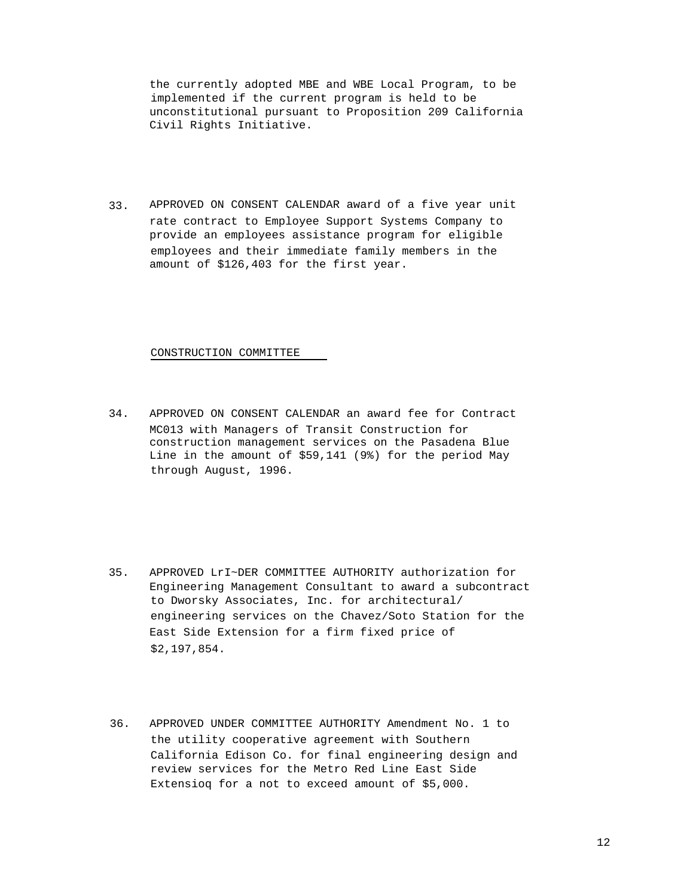the currently adopted MBE and WBE Local Program, to be implemented if the current program is held to be unconstitutional pursuant to Proposition 209 California Civil Rights Initiative.

33. APPROVED ON CONSENT CALENDAR award of a five year unit rate contract to Employee Support Systems Company to provide an employees assistance program for eligible employees and their immediate family members in the amount of $126,403 for the first year.

CONSTRUCTION COMMITTEE

34. APPROVED ON CONSENT CALENDAR an award fee for Contract MC013 with Managers of Transit Construction for construction management services on the Pasadena Blue Line in the amount of $59,141 (9%) for the period May through August, 1996.

35. APPROVED LrI~DER COMMITTEE AUTHORITY authorization for Engineering Management Consultant to award a subcontract to Dworsky Associates, Inc. for architectural/ engineering services on the Chavez/Soto Station for the East Side Extension for a firm fixed price of $2,197,854.

36. APPROVED UNDER COMMITTEE AUTHORITY Amendment No. 1 to the utility cooperative agreement with Southern California Edison Co. for final engineering design and review services for the Metro Red Line East Side Extensioq for a not to exceed amount of $5,000.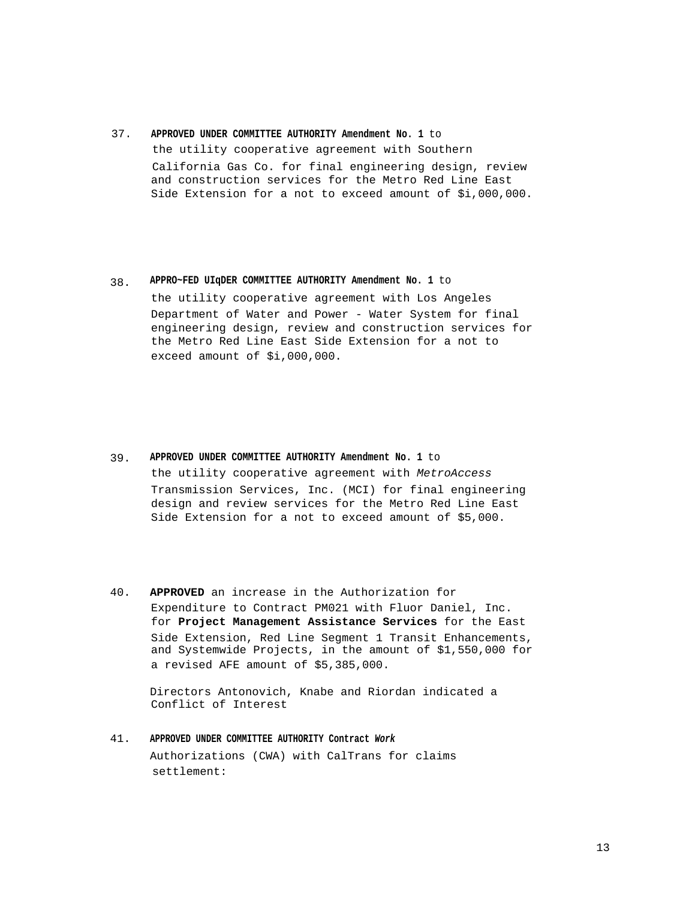37. **APPROVED UNDER COMMITTEE AUTHORITY Amendment No. 1** to the utility cooperative agreement with Southern California Gas Co. for final engineering design, review and construction services for the Metro Red Line East Side Extension for a not to exceed amount of $i,000,000.

38. **APPRO~FED UIqDER COMMITTEE AUTHORITY Amendment No. 1** to the utility cooperative agreement with Los Angeles Department of Water and Power - Water System for final engineering design, review and construction services for the Metro Red Line East Side Extension for a not to exceed amount of $i,000,000.

39. **APPROVED UNDER COMMITTEE AUTHORITY Amendment No. 1** to the utility cooperative agreement with *MetroAccess* Transmission Services, Inc. (MCI) for final engineering design and review services for the Metro Red Line East Side Extension for a not to exceed amount of $5,000.

40. **APPROVED** an increase in the Authorization for Expenditure to Contract PM021 with Fluor Daniel, Inc. for **Project Management Assistance Services** for the East Side Extension, Red Line Segment 1 Transit Enhancements, and Systemwide Projects, in the amount of $1,550,000 for a revised AFE amount of $5,385,000.

    Directors Antonovich, Knabe and Riordan indicated a Conflict of Interest

41. **APPROVED UNDER COMMITTEE AUTHORITY Contract *Work*** Authorizations (CWA) with CalTrans for claims settlement: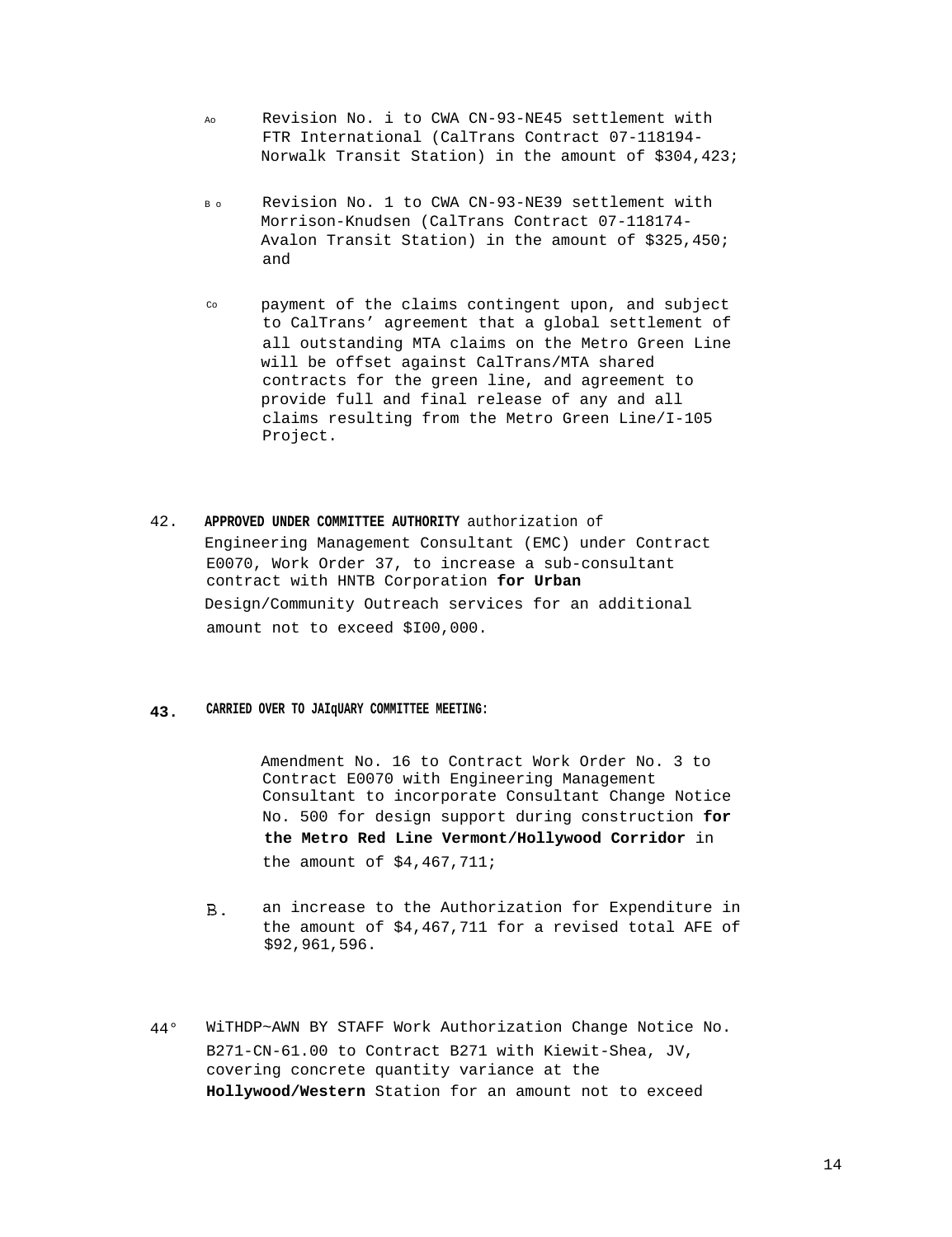Ao Revision No. i to CWA CN-93-NE45 settlement with FTR International (CalTrans Contract 07-118194-Norwalk Transit Station) in the amount of $304,423;

B o Revision No. 1 to CWA CN-93-NE39 settlement with Morrison-Knudsen (CalTrans Contract 07-118174-Avalon Transit Station) in the amount of $325,450; and

Co payment of the claims contingent upon, and subject to CalTrans' agreement that a global settlement of all outstanding MTA claims on the Metro Green Line will be offset against CalTrans/MTA shared contracts for the green line, and agreement to provide full and final release of any and all claims resulting from the Metro Green Line/I-105 Project.

42. **APPROVED UNDER COMMITTEE AUTHORITY** authorization of Engineering Management Consultant (EMC) under Contract E0070, Work Order 37, to increase a sub-consultant contract with HNTB Corporation **for Urban** Design/Community Outreach services for an additional amount not to exceed $I00,000.

**43.** **CARRIED OVER TO JAIqUARY COMMITTEE MEETING:**

Amendment No. 16 to Contract Work Order No. 3 to Contract E0070 with Engineering Management Consultant to incorporate Consultant Change Notice No. 500 for design support during construction **for the Metro Red Line Vermont/Hollywood Corridor** in the amount of $4,467,711;

B. an increase to the Authorization for Expenditure in the amount of $4,467,711 for a revised total AFE of $92,961,596.

44° WiTHDP~AWN BY STAFF Work Authorization Change Notice No. B271-CN-61.00 to Contract B271 with Kiewit-Shea, JV, covering concrete quantity variance at the **Hollywood/Western** Station for an amount not to exceed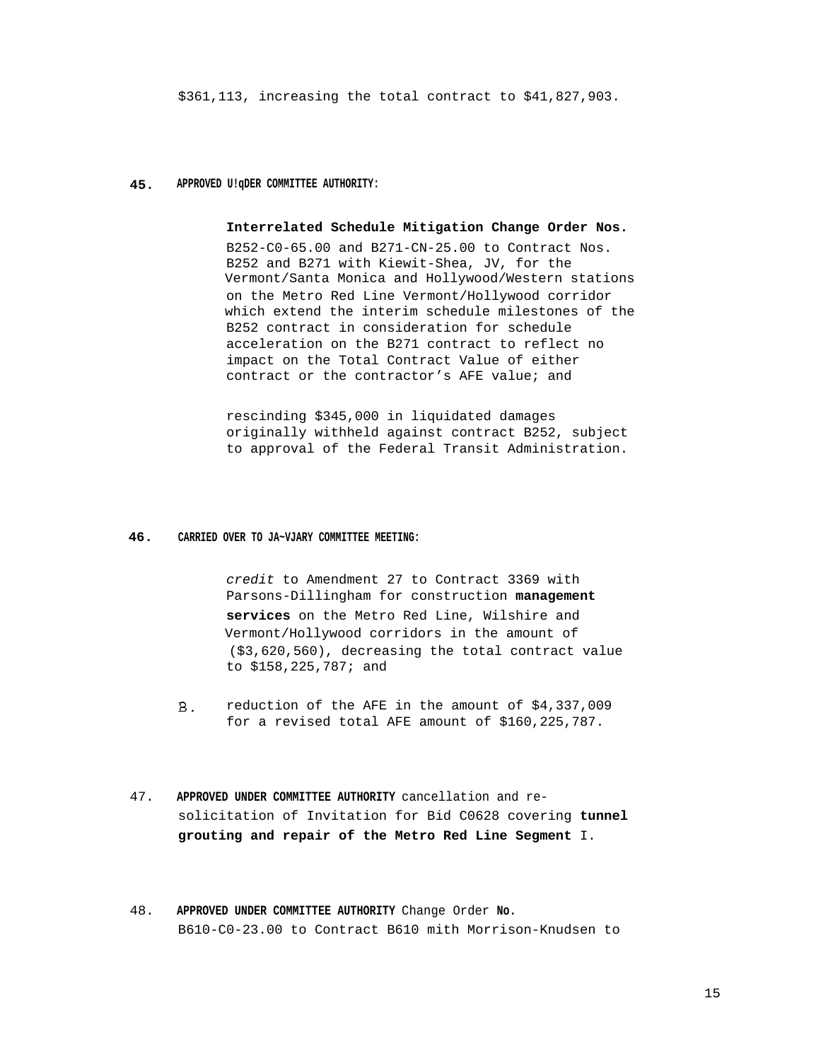$361,113, increasing the total contract to $41,827,903.

**45.** **APPROVED U!qDER COMMITTEE AUTHORITY:**

**Interrelated Schedule Mitigation Change Order Nos.** B252-C0-65.00 and B271-CN-25.00 to Contract Nos. B252 and B271 with Kiewit-Shea, JV, for the Vermont/Santa Monica and Hollywood/Western stations on the Metro Red Line Vermont/Hollywood corridor which extend the interim schedule milestones of the B252 contract in consideration for schedule acceleration on the B271 contract to reflect no impact on the Total Contract Value of either contract or the contractor's AFE value; and

rescinding $345,000 in liquidated damages originally withheld against contract B252, subject to approval of the Federal Transit Administration.

**46.** **CARRIED OVER TO JA~VJARY COMMITTEE MEETING:**

*credit* to Amendment 27 to Contract 3369 with Parsons-Dillingham for construction **management services** on the Metro Red Line, Wilshire and Vermont/Hollywood corridors in the amount of ($3,620,560), decreasing the total contract value to $158,225,787; and

B. reduction of the AFE in the amount of $4,337,009 for a revised total AFE amount of $160,225,787.

47. **APPROVED UNDER COMMITTEE AUTHORITY** cancellation and re-solicitation of Invitation for Bid C0628 covering **tunnel grouting and repair of the Metro Red Line Segment** I.

48. **APPROVED UNDER COMMITTEE AUTHORITY** Change Order **No.** B610-C0-23.00 to Contract B610 mith Morrison-Knudsen to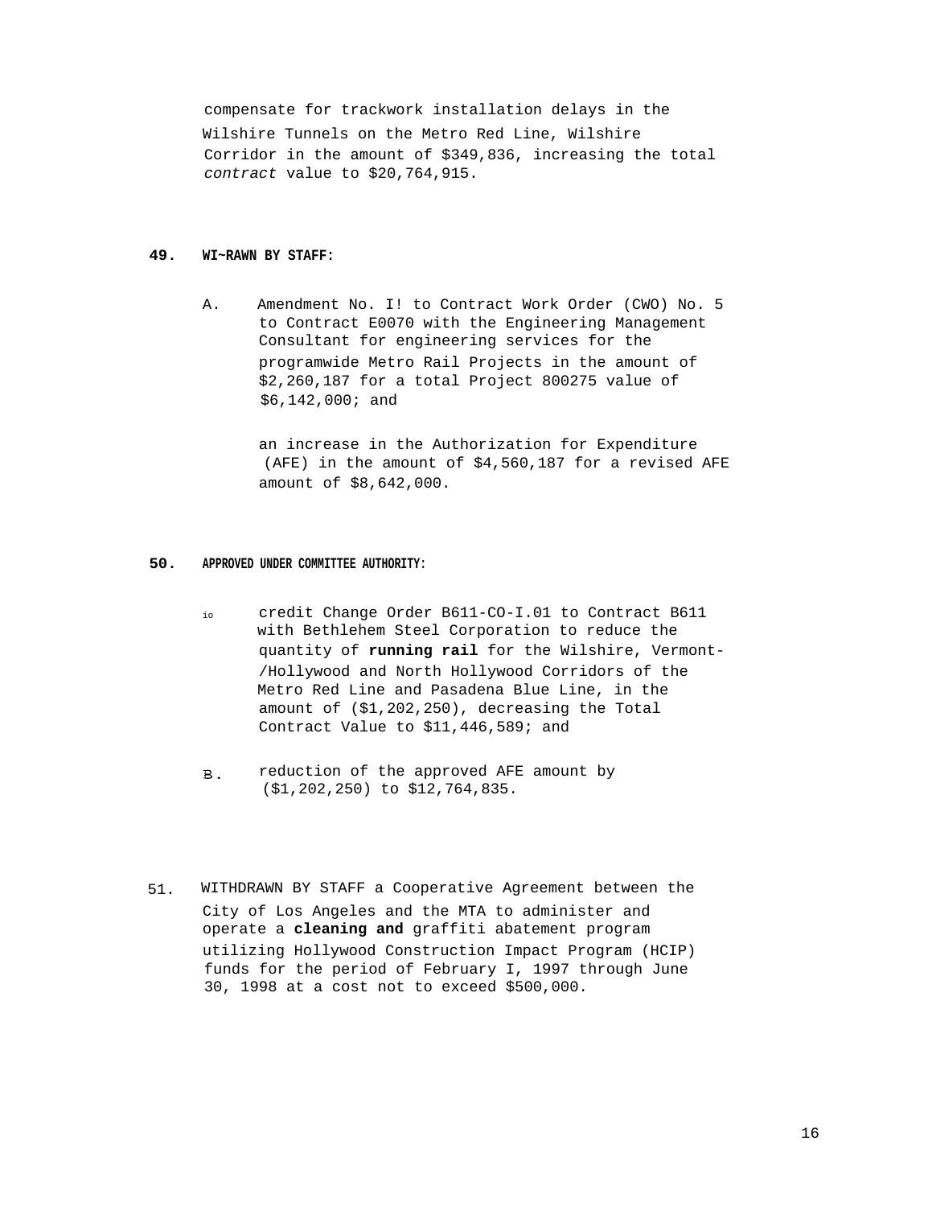compensate for trackwork installation delays in the Wilshire Tunnels on the Metro Red Line, Wilshire Corridor in the amount of $349,836, increasing the total *contract* value to $20,764,915.

**49. WI~RAWN BY STAFF:**

A. Amendment No. I! to Contract Work Order (CWO) No. 5 to Contract E0070 with the Engineering Management Consultant for engineering services for the programwide Metro Rail Projects in the amount of $2,260,187 for a total Project 800275 value of $6,142,000; and

an increase in the Authorization for Expenditure (AFE) in the amount of $4,560,187 for a revised AFE amount of $8,642,000.

**50. APPROVED UNDER COMMITTEE AUTHORITY:**

io credit Change Order B611-CO-I.01 to Contract B611 with Bethlehem Steel Corporation to reduce the quantity of **running rail** for the Wilshire, Vermont-/Hollywood and North Hollywood Corridors of the Metro Red Line and Pasadena Blue Line, in the amount of ($1,202,250), decreasing the Total Contract Value to $11,446,589; and

B. reduction of the approved AFE amount by ($1,202,250) to $12,764,835.

51. WITHDRAWN BY STAFF a Cooperative Agreement between the City of Los Angeles and the MTA to administer and operate a **cleaning and** graffiti abatement program utilizing Hollywood Construction Impact Program (HCIP) funds for the period of February I, 1997 through June 30, 1998 at a cost not to exceed $500,000.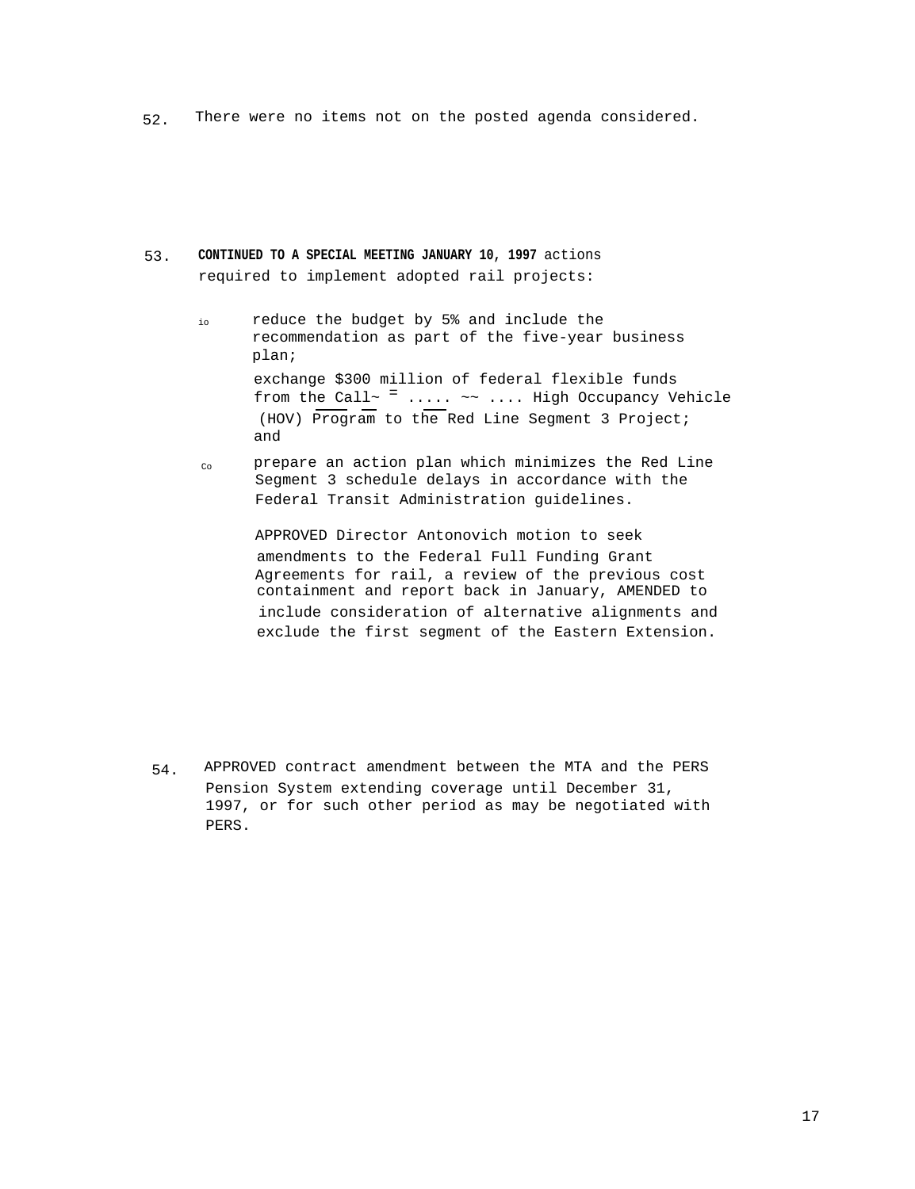52. There were no items not on the posted agenda considered.

53. **CONTINUED TO A SPECIAL MEETING JANUARY 10, 1997** actions required to implement adopted rail projects:

io reduce the budget by 5% and include the recommendation as part of the five-year business plan;

exchange $300 million of federal flexible funds from the Call~ = ..... ~~ .... High Occupancy Vehicle (HOV) Program to the Red Line Segment 3 Project; and

Co prepare an action plan which minimizes the Red Line Segment 3 schedule delays in accordance with the Federal Transit Administration guidelines.

APPROVED Director Antonovich motion to seek amendments to the Federal Full Funding Grant Agreements for rail, a review of the previous cost containment and report back in January, AMENDED to include consideration of alternative alignments and exclude the first segment of the Eastern Extension.

54. APPROVED contract amendment between the MTA and the PERS Pension System extending coverage until December 31, 1997, or for such other period as may be negotiated with PERS.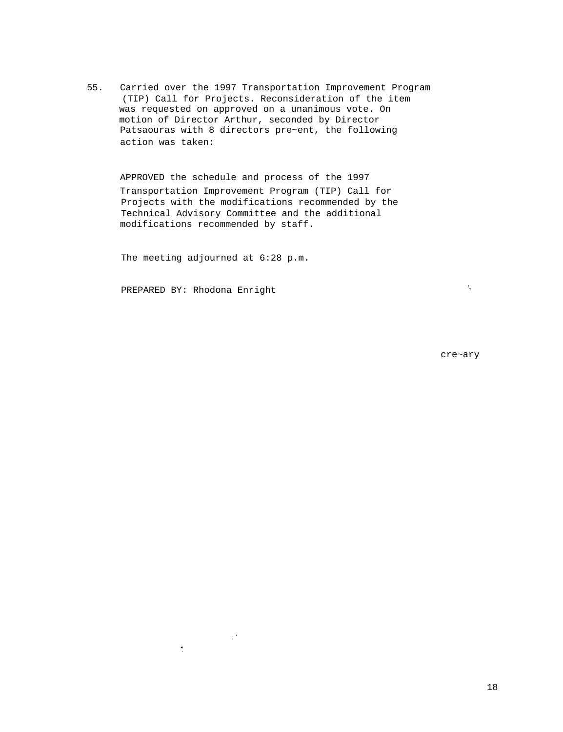55. Carried over the 1997 Transportation Improvement Program (TIP) Call for Projects. Reconsideration of the item was requested on approved on a unanimous vote. On motion of Director Arthur, seconded by Director Patsaouras with 8 directors pre~ent, the following action was taken:

APPROVED the schedule and process of the 1997 Transportation Improvement Program (TIP) Call for Projects with the modifications recommended by the Technical Advisory Committee and the additional modifications recommended by staff.

The meeting adjourned at 6:28 p.m.

PREPARED BY: Rhodona Enright

cre~ary